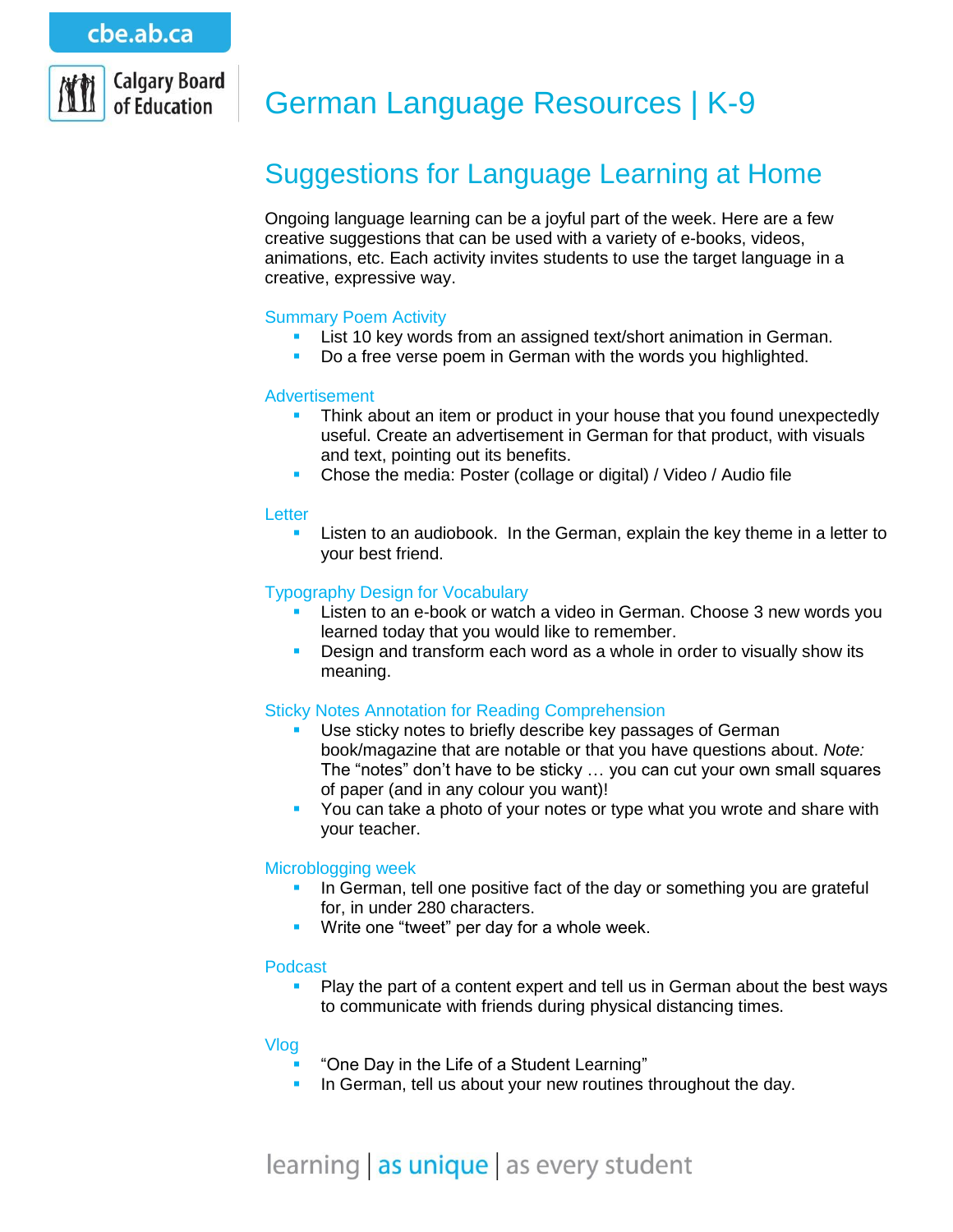cbe.ab.ca

Calgary Board of Education

# German Language Resources | K-9

## Suggestions for Language Learning at Home

Ongoing language learning can be a joyful part of the week. Here are a few creative suggestions that can be used with a variety of e-books, videos, animations, etc. Each activity invites students to use the target language in a creative, expressive way.

### Summary Poem Activity

- List 10 key words from an assigned text/short animation in German.
- Do a free verse poem in German with the words you highlighted.

### Advertisement

- Think about an item or product in your house that you found unexpectedly useful. Create an advertisement in German for that product, with visuals and text, pointing out its benefits.
- Chose the media: Poster (collage or digital) / Video / Audio file

### Letter

- Listen to an audiobook. In the German, explain the key theme in a letter to your best friend.

### Typography Design for Vocabulary

- Listen to an e-book or watch a video in German. Choose 3 new words you learned today that you would like to remember.
- Design and transform each word as a whole in order to visually show its meaning.

### Sticky Notes Annotation for Reading Comprehension

- Use sticky notes to briefly describe key passages of German book/magazine that are notable or that you have questions about. *Note:* The "notes" don't have to be sticky … you can cut your own small squares of paper (and in any colour you want)!
- You can take a photo of your notes or type what you wrote and share with your teacher.

### Microblogging week

- In German, tell one positive fact of the day or something you are grateful for, in under 280 characters.
- Write one "tweet" per day for a whole week.

### Podcast

- Play the part of a content expert and tell us in German about the best ways to communicate with friends during physical distancing times.

### Vlog

- "One Day in the Life of a Student Learning"
- In German, tell us about your new routines throughout the day.

learning | as unique | as every student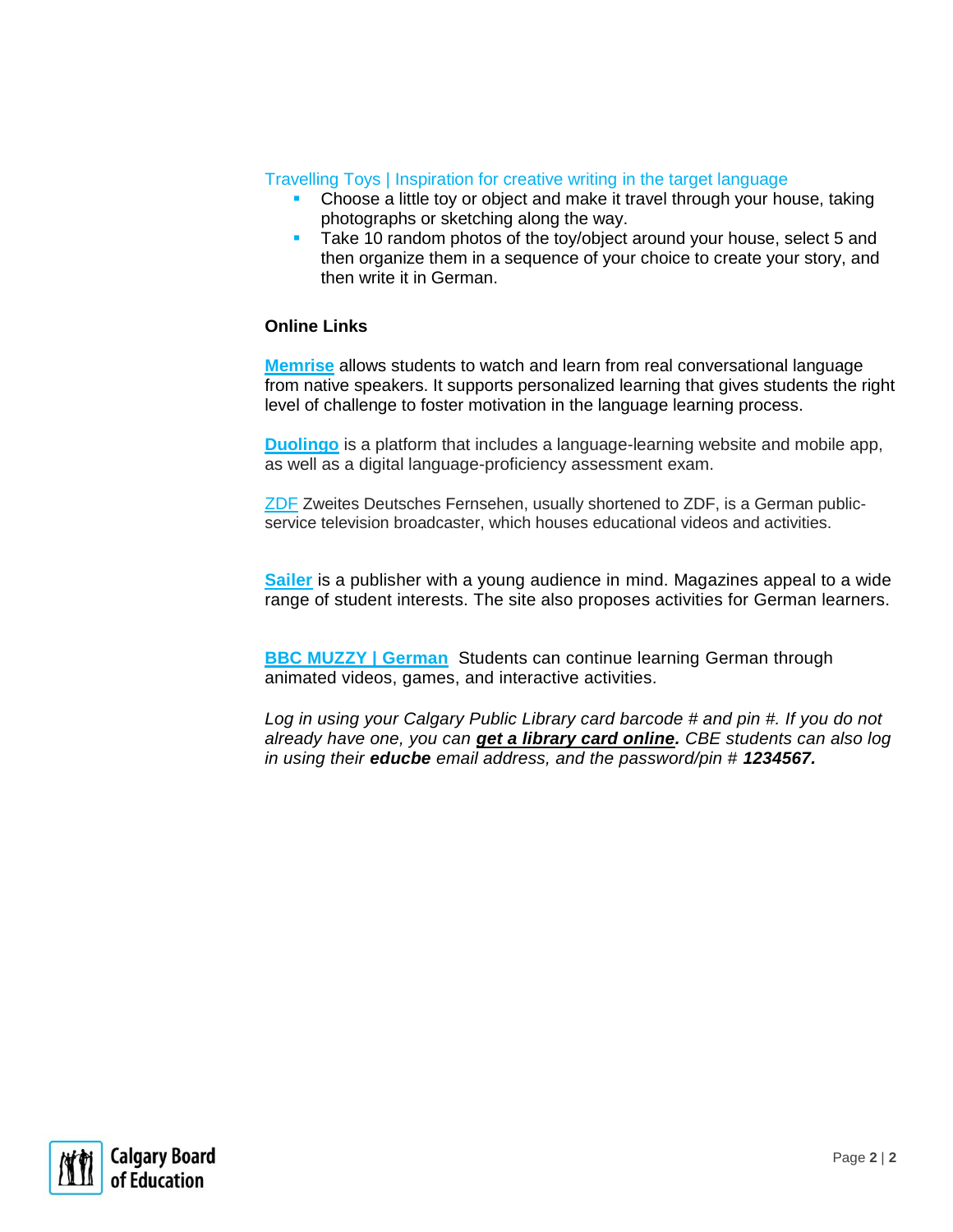Travelling Toys | Inspiration for creative writing in the target language

- Choose a little toy or object and make it travel through your house, taking photographs or sketching along the way.
- Take 10 random photos of the toy/object around your house, select 5 and then organize them in a sequence of your choice to create your story, and then write it in German.

**Online Links**

**Memrise** allows students to watch and learn from real conversational language from native speakers. It supports personalized learning that gives students the right level of challenge to foster motivation in the language learning process.

**Duolingo** is a platform that includes a language-learning website and mobile app, as well as a digital language-proficiency assessment exam.

ZDF Zweites Deutsches Fernsehen, usually shortened to ZDF, is a German public-service television broadcaster, which houses educational videos and activities.

**Sailer** is a publisher with a young audience in mind. Magazines appeal to a wide range of student interests. The site also proposes activities for German learners.

**BBC MUZZY | German** Students can continue learning German through animated videos, games, and interactive activities.

*Log in using your Calgary Public Library card barcode # and pin #. If you do not already have one, you can* ***get a library card online.*** *CBE students can also log in using their* ***educbe*** *email address, and the password/pin #* ***1234567.***